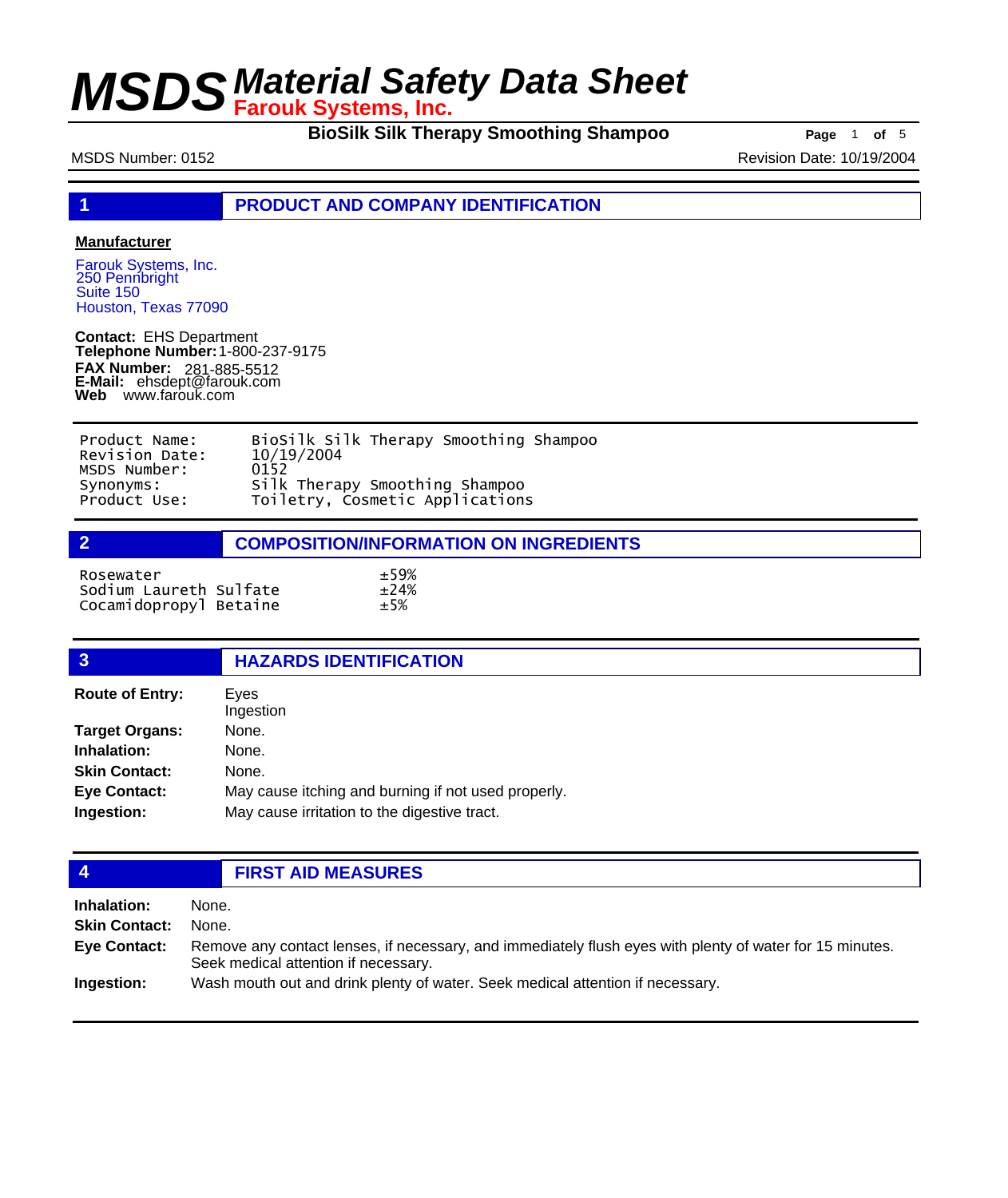# MSDS Material Safety Data Sheet

**Farouk Systems, Inc.**

**BioSilk Silk Therapy Smoothing Shampoo**

MSDS Number: 0152

Revision Date: 10/19/2004

## 1 PRODUCT AND COMPANY IDENTIFICATION

**Manufacturer**

Farouk Systems, Inc.
250 Pennbright
Suite 150
Houston, Texas 77090

**Contact:** EHS Department
**Telephone Number:** 1-800-237-9175
**FAX Number:** 281-885-5512
**E-Mail:** ehsdept@farouk.com
**Web** www.farouk.com

| | |
|---|---|
| Product Name: | BioSilk Silk Therapy Smoothing Shampoo |
| Revision Date: | 10/19/2004 |
| MSDS Number: | 0152 |
| Synonyms: | Silk Therapy Smoothing Shampoo |
| Product Use: | Toiletry, Cosmetic Applications |

## 2 COMPOSITION/INFORMATION ON INGREDIENTS

| | |
|---|---|
| Rosewater | ±59% |
| Sodium Laureth Sulfate | ±24% |
| Cocamidopropyl Betaine | ±5% |

## 3 HAZARDS IDENTIFICATION

**Route of Entry:** Eyes
Ingestion

**Target Organs:** None.

**Inhalation:** None.

**Skin Contact:** None.

**Eye Contact:** May cause itching and burning if not used properly.

**Ingestion:** May cause irritation to the digestive tract.

## 4 FIRST AID MEASURES

**Inhalation:** None.

**Skin Contact:** None.

**Eye Contact:** Remove any contact lenses, if necessary, and immediately flush eyes with plenty of water for 15 minutes. Seek medical attention if necessary.

**Ingestion:** Wash mouth out and drink plenty of water. Seek medical attention if necessary.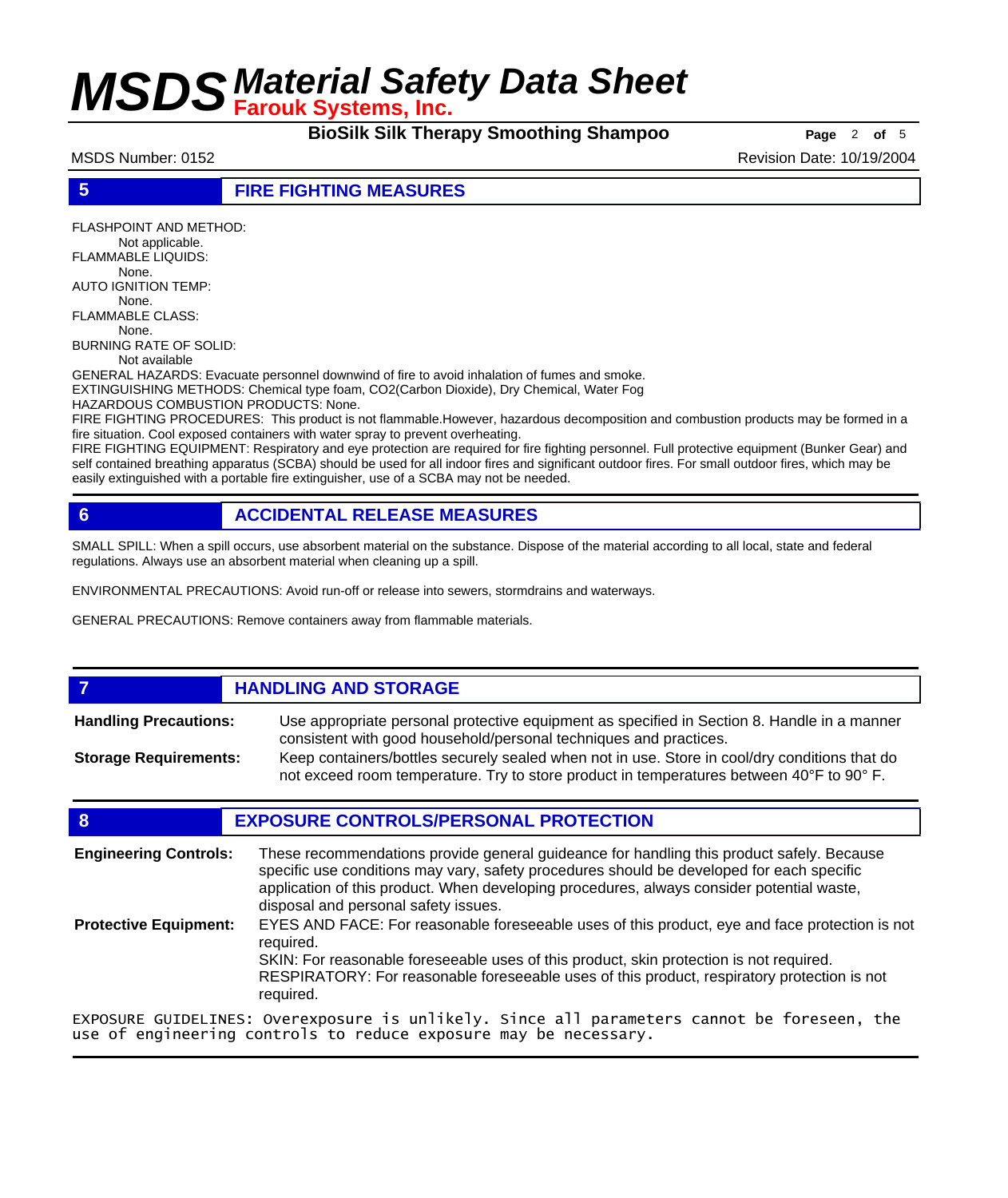## 5 FIRE FIGHTING MEASURES

FLASHPOINT AND METHOD:
Not applicable.
FLAMMABLE LIQUIDS:
None.
AUTO IGNITION TEMP:
None.
FLAMMABLE CLASS:
None.
BURNING RATE OF SOLID:
Not available
GENERAL HAZARDS: Evacuate personnel downwind of fire to avoid inhalation of fumes and smoke.
EXTINGUISHING METHODS: Chemical type foam, CO2(Carbon Dioxide), Dry Chemical, Water Fog
HAZARDOUS COMBUSTION PRODUCTS: None.
FIRE FIGHTING PROCEDURES: This product is not flammable.However, hazardous decomposition and combustion products may be formed in a fire situation. Cool exposed containers with water spray to prevent overheating.
FIRE FIGHTING EQUIPMENT: Respiratory and eye protection are required for fire fighting personnel. Full protective equipment (Bunker Gear) and self contained breathing apparatus (SCBA) should be used for all indoor fires and significant outdoor fires. For small outdoor fires, which may be easily extinguished with a portable fire extinguisher, use of a SCBA may not be needed.

## 6 ACCIDENTAL RELEASE MEASURES

SMALL SPILL: When a spill occurs, use absorbent material on the substance. Dispose of the material according to all local, state and federal regulations. Always use an absorbent material when cleaning up a spill.

ENVIRONMENTAL PRECAUTIONS: Avoid run-off or release into sewers, stormdrains and waterways.

GENERAL PRECAUTIONS: Remove containers away from flammable materials.

## 7 HANDLING AND STORAGE

**Handling Precautions:** Use appropriate personal protective equipment as specified in Section 8. Handle in a manner consistent with good household/personal techniques and practices.

**Storage Requirements:** Keep containers/bottles securely sealed when not in use. Store in cool/dry conditions that do not exceed room temperature. Try to store product in temperatures between 40°F to 90° F.

## 8 EXPOSURE CONTROLS/PERSONAL PROTECTION

**Engineering Controls:** These recommendations provide general guideance for handling this product safely. Because specific use conditions may vary, safety procedures should be developed for each specific application of this product. When developing procedures, always consider potential waste, disposal and personal safety issues.

**Protective Equipment:** EYES AND FACE: For reasonable foreseeable uses of this product, eye and face protection is not required.
SKIN: For reasonable foreseeable uses of this product, skin protection is not required.
RESPIRATORY: For reasonable foreseeable uses of this product, respiratory protection is not required.

EXPOSURE GUIDELINES: Overexposure is unlikely. Since all parameters cannot be foreseen, the use of engineering controls to reduce exposure may be necessary.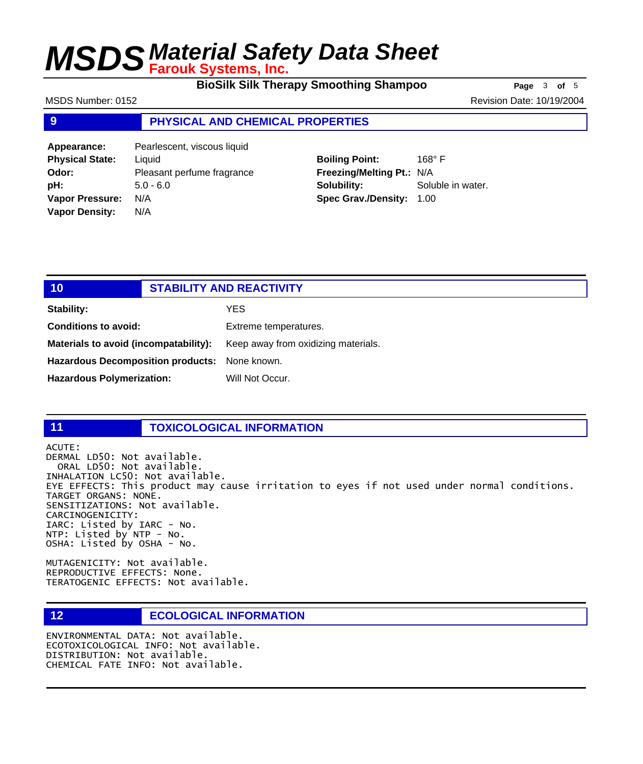## 9 PHYSICAL AND CHEMICAL PROPERTIES

| | | | |
|---|---|---|---|
| **Appearance:** | Pearlescent, viscous liquid | | |
| **Physical State:** | Liquid | **Boiling Point:** | 168° F |
| **Odor:** | Pleasant perfume fragrance | **Freezing/Melting Pt.:** | N/A |
| **pH:** | 5.0 - 6.0 | **Solubility:** | Soluble in water. |
| **Vapor Pressure:** | N/A | **Spec Grav./Density:** | 1.00 |
| **Vapor Density:** | N/A | | |

## 10 STABILITY AND REACTIVITY

**Stability:** YES

**Conditions to avoid:** Extreme temperatures.

**Materials to avoid (incompatability):** Keep away from oxidizing materials.

**Hazardous Decomposition products:** None known.

**Hazardous Polymerization:** Will Not Occur.

## 11 TOXICOLOGICAL INFORMATION

ACUTE:
DERMAL LD50: Not available.
ORAL LD50: Not available.
INHALATION LC50: Not available.
EYE EFFECTS: This product may cause irritation to eyes if not used under normal conditions.
TARGET ORGANS: NONE.
SENSITIZATIONS: Not available.
CARCINOGENICITY:
IARC: Listed by IARC - No.
NTP: Listed by NTP - No.
OSHA: Listed by OSHA - No.

MUTAGENICITY: Not available.
REPRODUCTIVE EFFECTS: None.
TERATOGENIC EFFECTS: Not available.

## 12 ECOLOGICAL INFORMATION

ENVIRONMENTAL DATA: Not available.
ECOTOXICOLOGICAL INFO: Not available.
DISTRIBUTION: Not available.
CHEMICAL FATE INFO: Not available.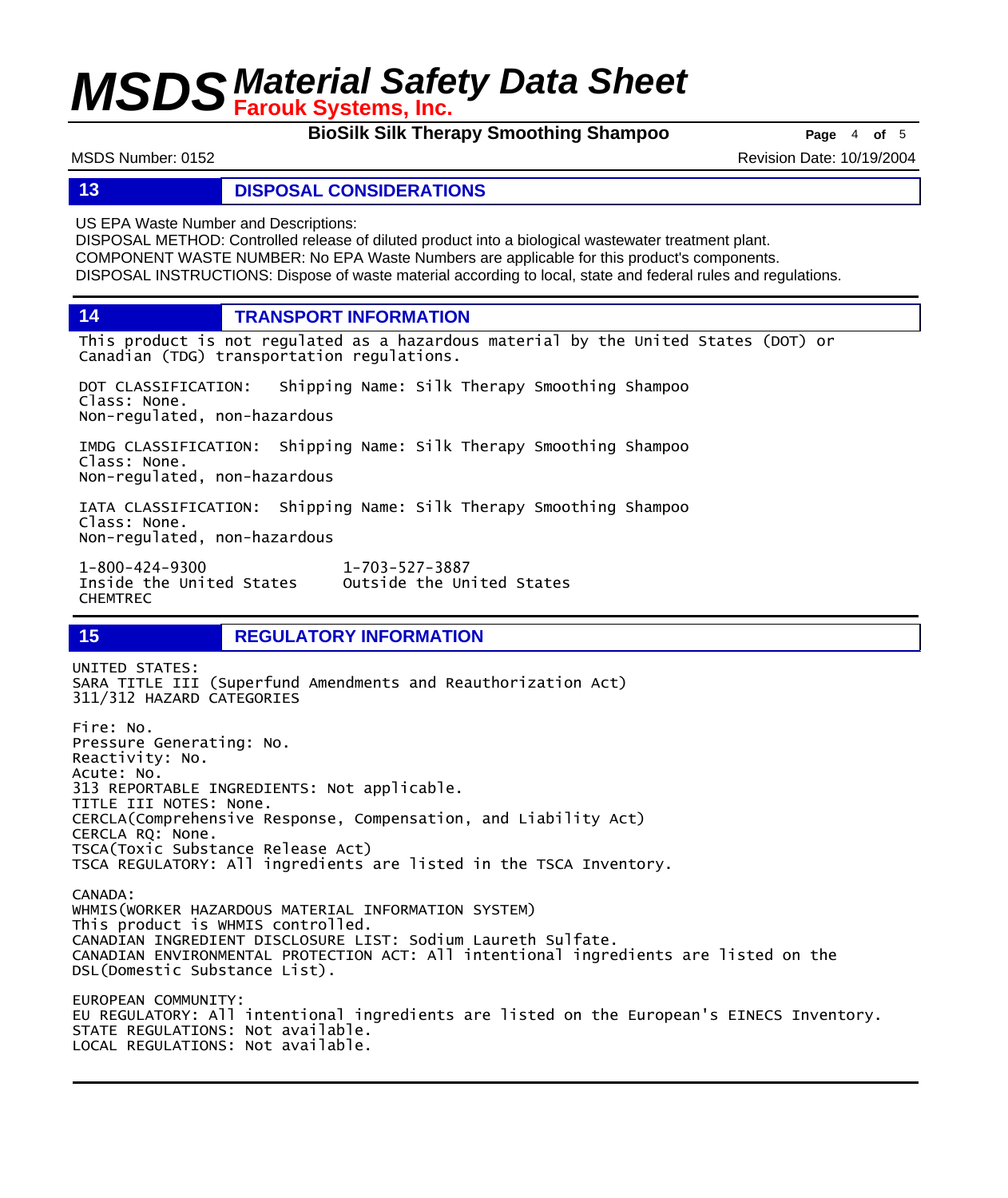## 13 DISPOSAL CONSIDERATIONS

US EPA Waste Number and Descriptions:
DISPOSAL METHOD: Controlled release of diluted product into a biological wastewater treatment plant.
COMPONENT WASTE NUMBER: No EPA Waste Numbers are applicable for this product's components.
DISPOSAL INSTRUCTIONS: Dispose of waste material according to local, state and federal rules and regulations.

## 14 TRANSPORT INFORMATION

This product is not regulated as a hazardous material by the United States (DOT) or Canadian (TDG) transportation regulations.

DOT CLASSIFICATION: Shipping Name: Silk Therapy Smoothing Shampoo
Class: None.
Non-regulated, non-hazardous

IMDG CLASSIFICATION: Shipping Name: Silk Therapy Smoothing Shampoo
Class: None.
Non-regulated, non-hazardous

IATA CLASSIFICATION: Shipping Name: Silk Therapy Smoothing Shampoo
Class: None.
Non-regulated, non-hazardous

1-800-424-9300 Inside the United States
1-703-527-3887 Outside the United States
CHEMTREC

## 15 REGULATORY INFORMATION

UNITED STATES:
SARA TITLE III (Superfund Amendments and Reauthorization Act)
311/312 HAZARD CATEGORIES

Fire: No.
Pressure Generating: No.
Reactivity: No.
Acute: No.
313 REPORTABLE INGREDIENTS: Not applicable.
TITLE III NOTES: None.
CERCLA(Comprehensive Response, Compensation, and Liability Act)
CERCLA RQ: None.
TSCA(Toxic Substance Release Act)
TSCA REGULATORY: All ingredients are listed in the TSCA Inventory.

CANADA:
WHMIS(WORKER HAZARDOUS MATERIAL INFORMATION SYSTEM)
This product is WHMIS controlled.
CANADIAN INGREDIENT DISCLOSURE LIST: Sodium Laureth Sulfate.
CANADIAN ENVIRONMENTAL PROTECTION ACT: All intentional ingredients are listed on the DSL(Domestic Substance List).

EUROPEAN COMMUNITY:
EU REGULATORY: All intentional ingredients are listed on the European's EINECS Inventory.
STATE REGULATIONS: Not available.
LOCAL REGULATIONS: Not available.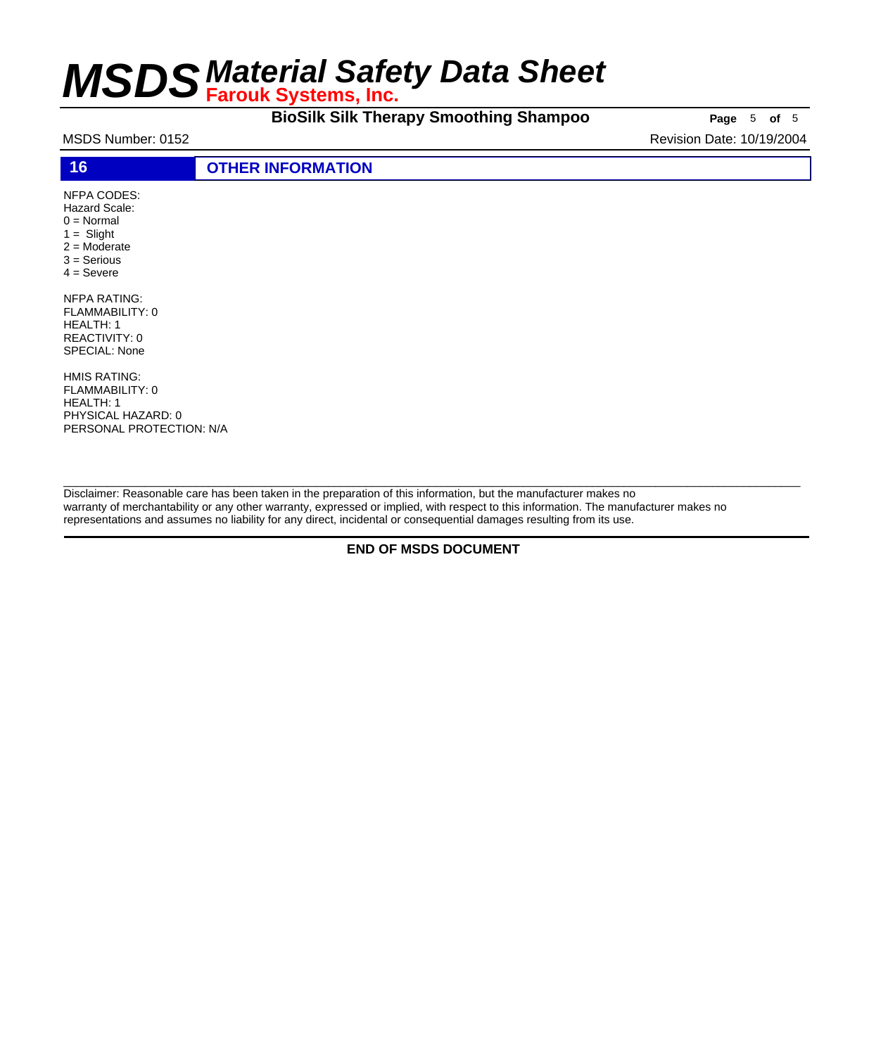## 16 OTHER INFORMATION

NFPA CODES:
Hazard Scale:
0 = Normal
1 = Slight
2 = Moderate
3 = Serious
4 = Severe

NFPA RATING:
FLAMMABILITY: 0
HEALTH: 1
REACTIVITY: 0
SPECIAL: None

HMIS RATING:
FLAMMABILITY: 0
HEALTH: 1
PHYSICAL HAZARD: 0
PERSONAL PROTECTION: N/A

---

Disclaimer: Reasonable care has been taken in the preparation of this information, but the manufacturer makes no warranty of merchantability or any other warranty, expressed or implied, with respect to this information. The manufacturer makes no representations and assumes no liability for any direct, incidental or consequential damages resulting from its use.

---

**END OF MSDS DOCUMENT**